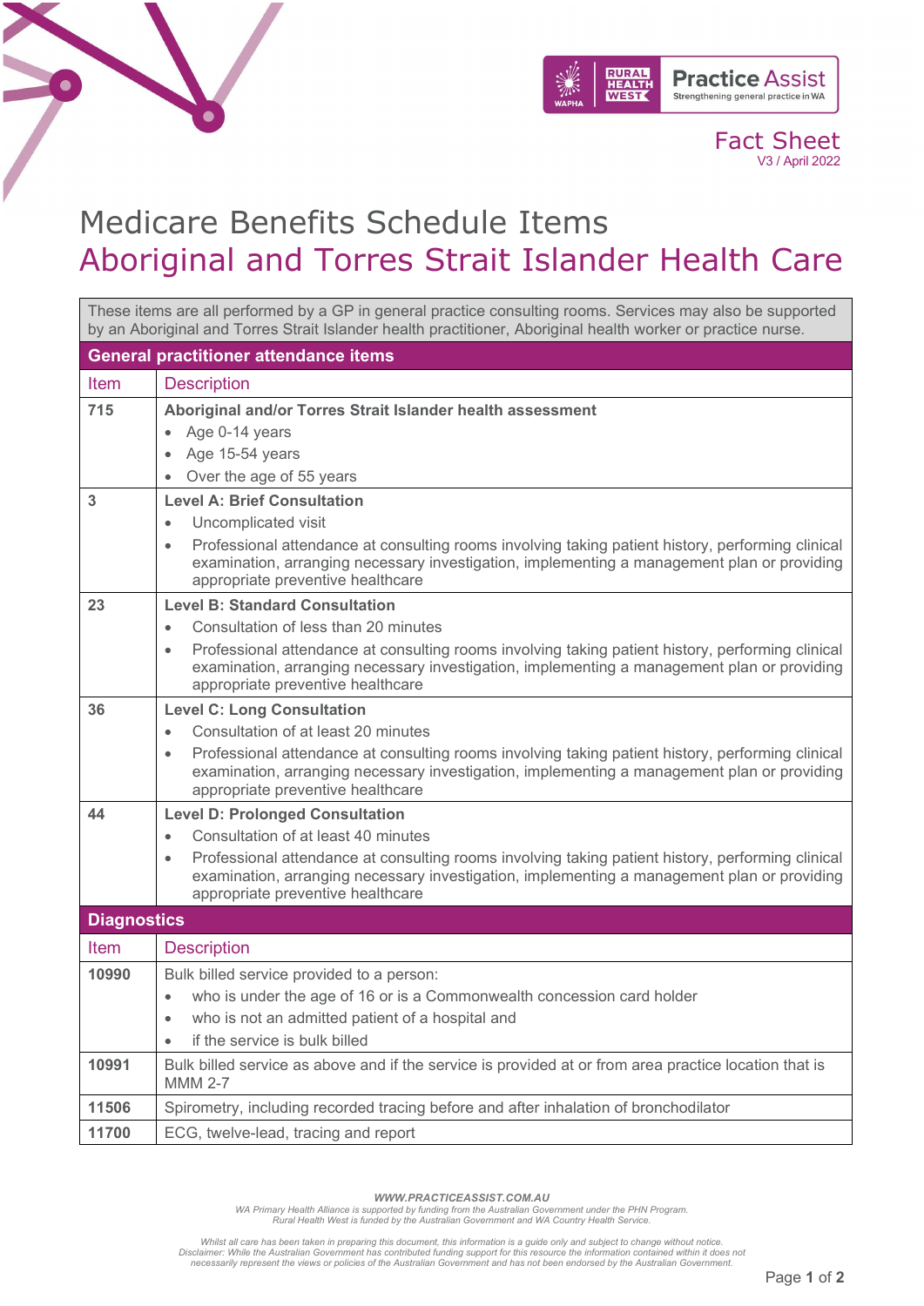Fact Sheet
V3 / April 2022

# Medicare Benefits Schedule Items
# Aboriginal and Torres Strait Islander Health Care

These items are all performed by a GP in general practice consulting rooms. Services may also be supported by an Aboriginal and Torres Strait Islander health practitioner, Aboriginal health worker or practice nurse.

## General practitioner attendance items

| Item | Description |
|---|---|
| **715** | **Aboriginal and/or Torres Strait Islander health assessment**<br>• Age 0-14 years<br>• Age 15-54 years<br>• Over the age of 55 years |
| **3** | **Level A: Brief Consultation**<br>• Uncomplicated visit<br>• Professional attendance at consulting rooms involving taking patient history, performing clinical examination, arranging necessary investigation, implementing a management plan or providing appropriate preventive healthcare |
| **23** | **Level B: Standard Consultation**<br>• Consultation of less than 20 minutes<br>• Professional attendance at consulting rooms involving taking patient history, performing clinical examination, arranging necessary investigation, implementing a management plan or providing appropriate preventive healthcare |
| **36** | **Level C: Long Consultation**<br>• Consultation of at least 20 minutes<br>• Professional attendance at consulting rooms involving taking patient history, performing clinical examination, arranging necessary investigation, implementing a management plan or providing appropriate preventive healthcare |
| **44** | **Level D: Prolonged Consultation**<br>• Consultation of at least 40 minutes<br>• Professional attendance at consulting rooms involving taking patient history, performing clinical examination, arranging necessary investigation, implementing a management plan or providing appropriate preventive healthcare |

## Diagnostics

| Item | Description |
|---|---|
| **10990** | Bulk billed service provided to a person:<br>• who is under the age of 16 or is a Commonwealth concession card holder<br>• who is not an admitted patient of a hospital and<br>• if the service is bulk billed |
| **10991** | Bulk billed service as above and if the service is provided at or from area practice location that is MMM 2-7 |
| **11506** | Spirometry, including recorded tracing before and after inhalation of bronchodilator |
| **11700** | ECG, twelve-lead, tracing and report |

*WWW.PRACTICEASSIST.COM.AU*
*WA Primary Health Alliance is supported by funding from the Australian Government under the PHN Program.*
*Rural Health West is funded by the Australian Government and WA Country Health Service.*

*Whilst all care has been taken in preparing this document, this information is a guide only and subject to change without notice.*
*Disclaimer: While the Australian Government has contributed funding support for this resource the information contained within it does not necessarily represent the views or policies of the Australian Government and has not been endorsed by the Australian Government.*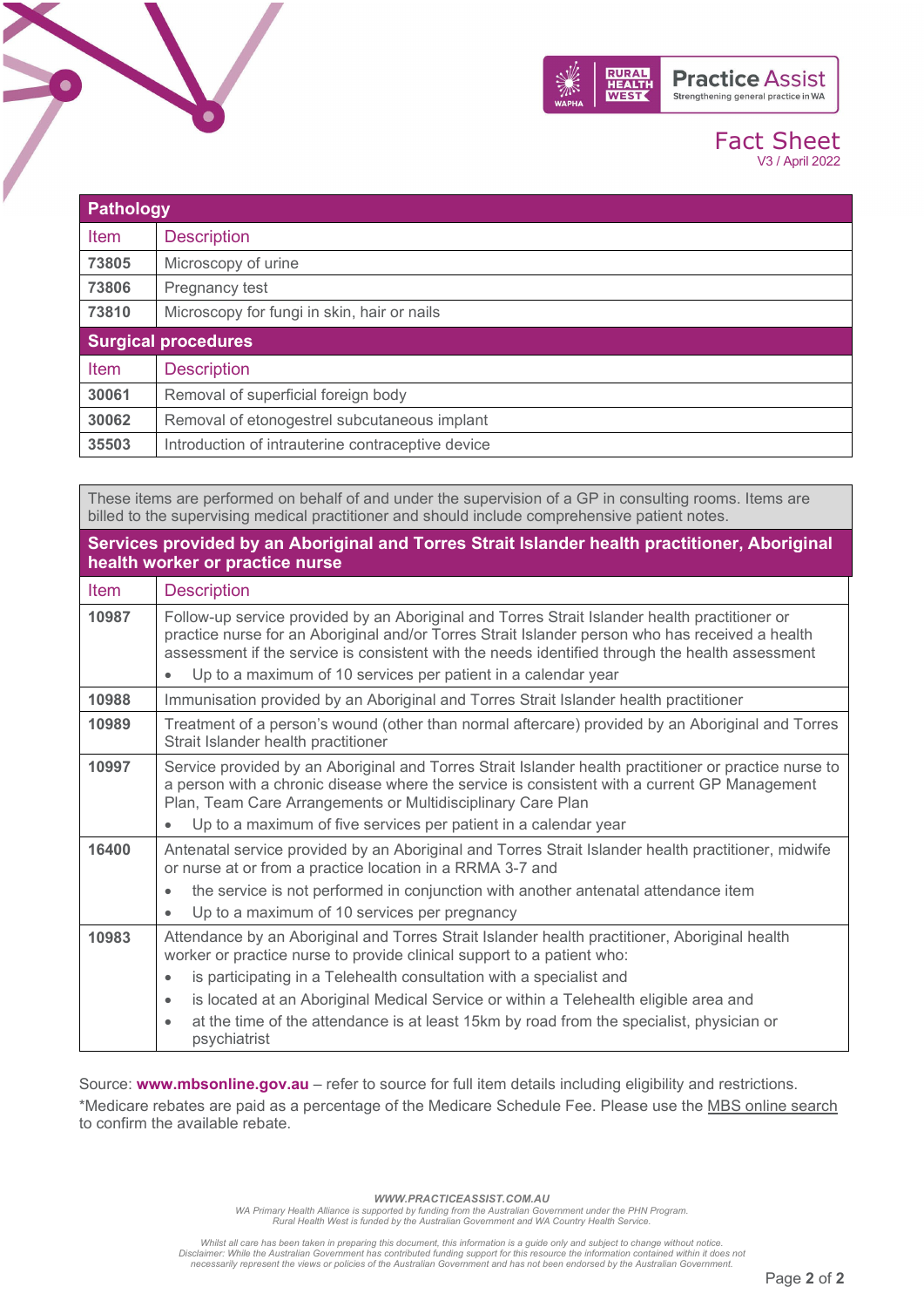Fact Sheet
V3 / April 2022

| Pathology | |
|---|---|
| **Item** | **Description** |
| **73805** | Microscopy of urine |
| **73806** | Pregnancy test |
| **73810** | Microscopy for fungi in skin, hair or nails |
| **Surgical procedures** | |
| **Item** | **Description** |
| **30061** | Removal of superficial foreign body |
| **30062** | Removal of etonogestrel subcutaneous implant |
| **35503** | Introduction of intrauterine contraceptive device |

These items are performed on behalf of and under the supervision of a GP in consulting rooms. Items are billed to the supervising medical practitioner and should include comprehensive patient notes.

| Services provided by an Aboriginal and Torres Strait Islander health practitioner, Aboriginal health worker or practice nurse | |
|---|---|
| **Item** | **Description** |
| **10987** | Follow-up service provided by an Aboriginal and Torres Strait Islander health practitioner or practice nurse for an Aboriginal and/or Torres Strait Islander person who has received a health assessment if the service is consistent with the needs identified through the health assessment<br>• Up to a maximum of 10 services per patient in a calendar year |
| **10988** | Immunisation provided by an Aboriginal and Torres Strait Islander health practitioner |
| **10989** | Treatment of a person's wound (other than normal aftercare) provided by an Aboriginal and Torres Strait Islander health practitioner |
| **10997** | Service provided by an Aboriginal and Torres Strait Islander health practitioner or practice nurse to a person with a chronic disease where the service is consistent with a current GP Management Plan, Team Care Arrangements or Multidisciplinary Care Plan<br>• Up to a maximum of five services per patient in a calendar year |
| **16400** | Antenatal service provided by an Aboriginal and Torres Strait Islander health practitioner, midwife or nurse at or from a practice location in a RRMA 3-7 and<br>• the service is not performed in conjunction with another antenatal attendance item<br>• Up to a maximum of 10 services per pregnancy |
| **10983** | Attendance by an Aboriginal and Torres Strait Islander health practitioner, Aboriginal health worker or practice nurse to provide clinical support to a patient who:<br>• is participating in a Telehealth consultation with a specialist and<br>• is located at an Aboriginal Medical Service or within a Telehealth eligible area and<br>• at the time of the attendance is at least 15km by road from the specialist, physician or psychiatrist |

Source: **www.mbsonline.gov.au** – refer to source for full item details including eligibility and restrictions.

*Medicare rebates are paid as a percentage of the Medicare Schedule Fee. Please use the MBS online search to confirm the available rebate.

*WWW.PRACTICEASSIST.COM.AU*

*WA Primary Health Alliance is supported by funding from the Australian Government under the PHN Program. Rural Health West is funded by the Australian Government and WA Country Health Service.*

*Whilst all care has been taken in preparing this document, this information is a guide only and subject to change without notice. Disclaimer: While the Australian Government has contributed funding support for this resource the information contained within it does not necessarily represent the views or policies of the Australian Government and has not been endorsed by the Australian Government.*